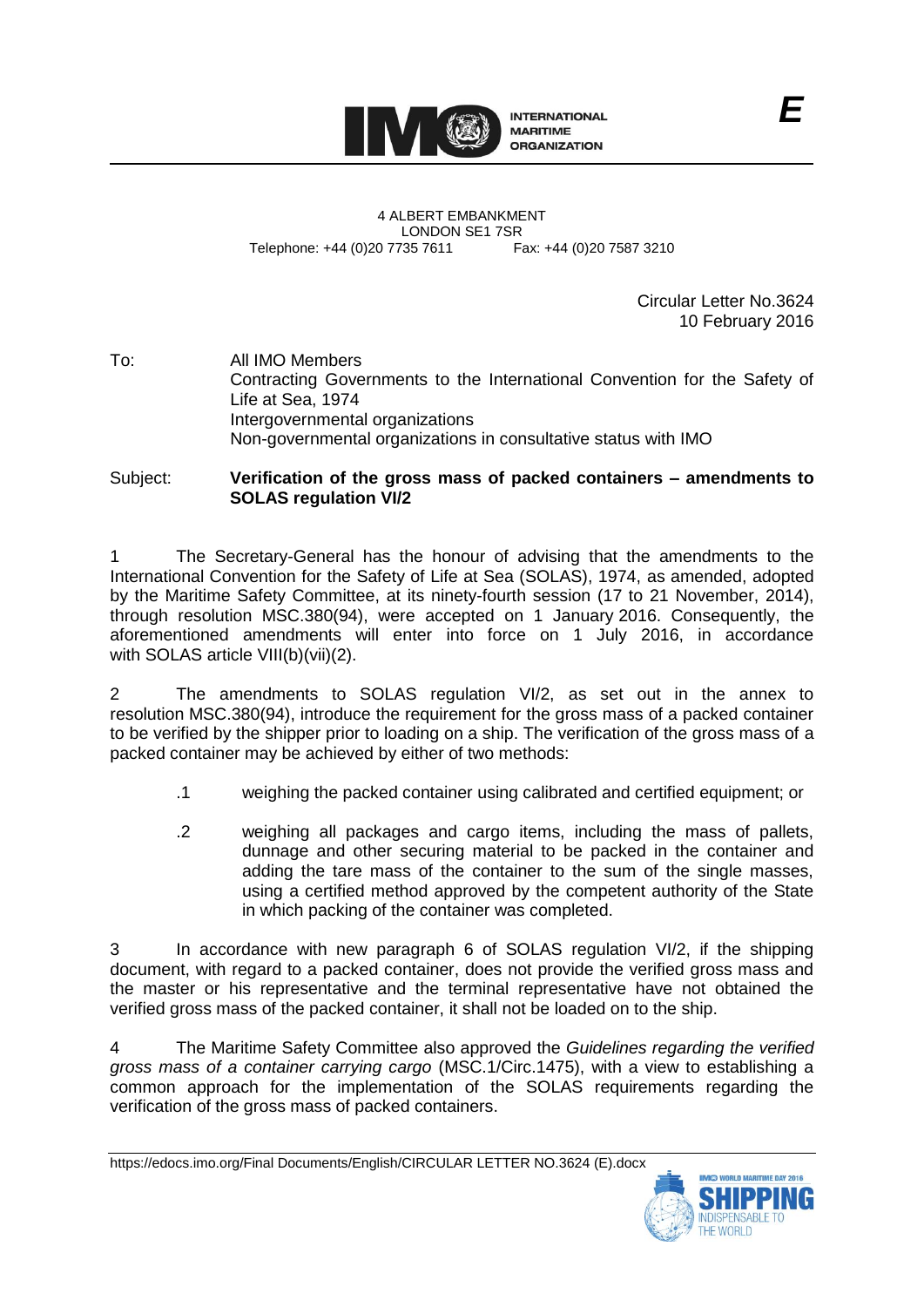E

**INTERNATIONAL MARITIME ORGANIZATION**

4 ALBERT EMBANKMENT
LONDON SE1 7SR
Telephone: +44 (0)20 7735 7611 Fax: +44 (0)20 7587 3210

Circular Letter No.3624
10 February 2016

To: All IMO Members
Contracting Governments to the International Convention for the Safety of Life at Sea, 1974
Intergovernmental organizations
Non-governmental organizations in consultative status with IMO

Subject: **Verification of the gross mass of packed containers – amendments to SOLAS regulation VI/2**

1 The Secretary-General has the honour of advising that the amendments to the International Convention for the Safety of Life at Sea (SOLAS), 1974, as amended, adopted by the Maritime Safety Committee, at its ninety-fourth session (17 to 21 November, 2014), through resolution MSC.380(94), were accepted on 1 January 2016. Consequently, the aforementioned amendments will enter into force on 1 July 2016, in accordance with SOLAS article VIII(b)(vii)(2).

2 The amendments to SOLAS regulation VI/2, as set out in the annex to resolution MSC.380(94), introduce the requirement for the gross mass of a packed container to be verified by the shipper prior to loading on a ship. The verification of the gross mass of a packed container may be achieved by either of two methods:

.1 weighing the packed container using calibrated and certified equipment; or

.2 weighing all packages and cargo items, including the mass of pallets, dunnage and other securing material to be packed in the container and adding the tare mass of the container to the sum of the single masses, using a certified method approved by the competent authority of the State in which packing of the container was completed.

3 In accordance with new paragraph 6 of SOLAS regulation VI/2, if the shipping document, with regard to a packed container, does not provide the verified gross mass and the master or his representative and the terminal representative have not obtained the verified gross mass of the packed container, it shall not be loaded on to the ship.

4 The Maritime Safety Committee also approved the *Guidelines regarding the verified gross mass of a container carrying cargo* (MSC.1/Circ.1475), with a view to establishing a common approach for the implementation of the SOLAS requirements regarding the verification of the gross mass of packed containers.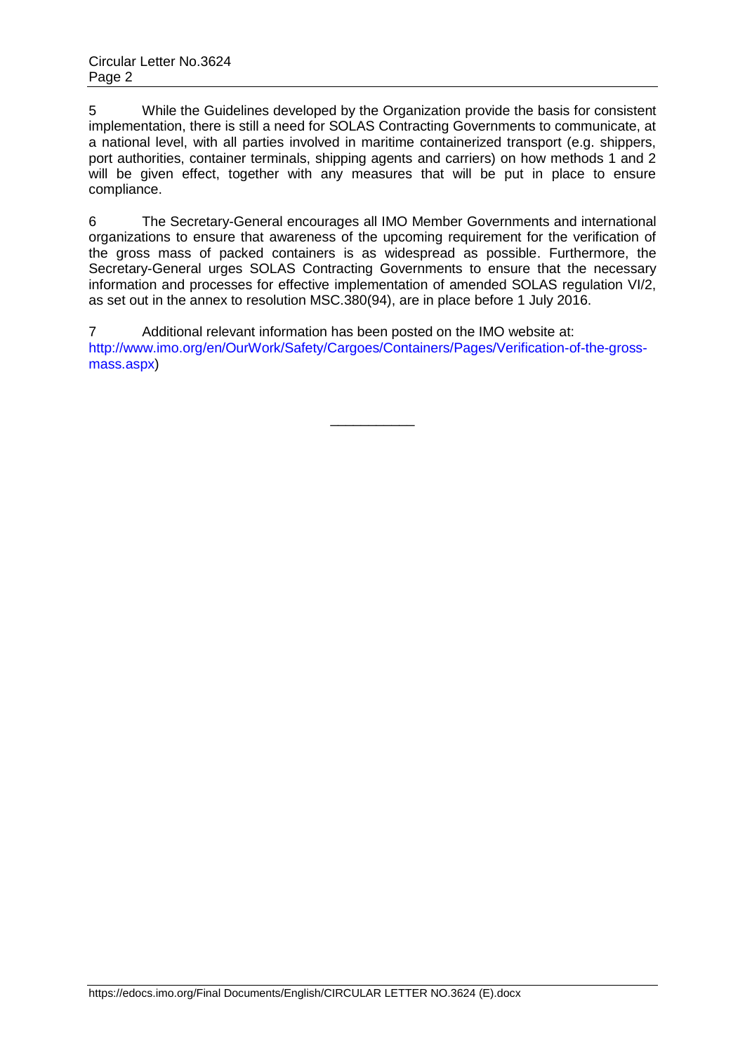5 While the Guidelines developed by the Organization provide the basis for consistent implementation, there is still a need for SOLAS Contracting Governments to communicate, at a national level, with all parties involved in maritime containerized transport (e.g. shippers, port authorities, container terminals, shipping agents and carriers) on how methods 1 and 2 will be given effect, together with any measures that will be put in place to ensure compliance.

6 The Secretary-General encourages all IMO Member Governments and international organizations to ensure that awareness of the upcoming requirement for the verification of the gross mass of packed containers is as widespread as possible. Furthermore, the Secretary-General urges SOLAS Contracting Governments to ensure that the necessary information and processes for effective implementation of amended SOLAS regulation VI/2, as set out in the annex to resolution MSC.380(94), are in place before 1 July 2016.

7 Additional relevant information has been posted on the IMO website at: http://www.imo.org/en/OurWork/Safety/Cargoes/Containers/Pages/Verification-of-the-gross-mass.aspx)

___________